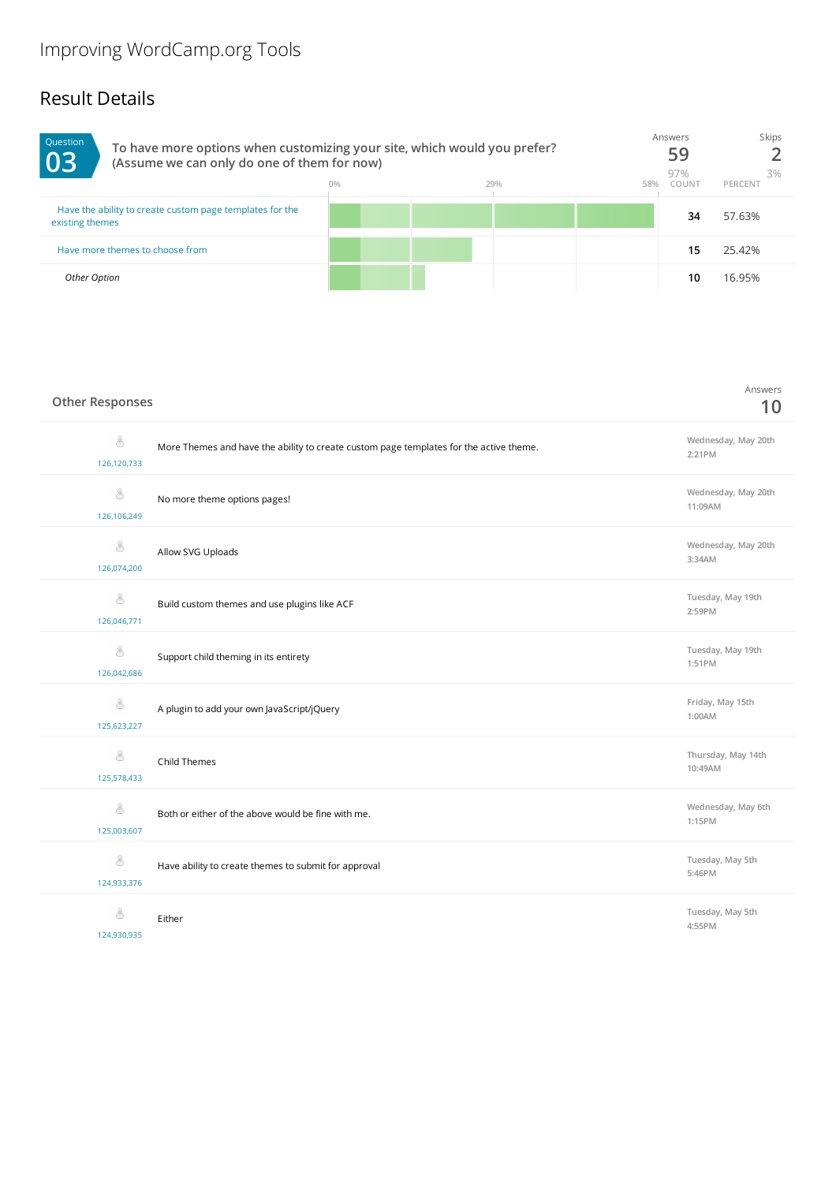# Improving WordCamp.org Tools

## Result Details

Question 03

**To have more options when customizing your site, which would you prefer? (Assume we can only do one of them for now)**

Answers 59 (97%) — Skips 2 (3%)

0% 29% 58%

| | COUNT | PERCENT |
|---|---|---|
| Have the ability to create custom page templates for the existing themes | 34 | 57.63% |
| Have more themes to choose from | 15 | 25.42% |
| *Other Option* | 10 | 16.95% |

### Other Responses

Answers 10

| | | |
|---|---|---|
| 126,120,733 | More Themes and have the ability to create custom page templates for the active theme. | Wednesday, May 20th 2:21PM |
| 126,106,249 | No more theme options pages! | Wednesday, May 20th 11:09AM |
| 126,074,200 | Allow SVG Uploads | Wednesday, May 20th 3:34AM |
| 126,046,771 | Build custom themes and use plugins like ACF | Tuesday, May 19th 2:59PM |
| 126,042,686 | Support child theming in its entirety | Tuesday, May 19th 1:51PM |
| 125,623,227 | A plugin to add your own JavaScript/jQuery | Friday, May 15th 1:00AM |
| 125,578,433 | Child Themes | Thursday, May 14th 10:49AM |
| 125,003,607 | Both or either of the above would be fine with me. | Wednesday, May 6th 1:15PM |
| 124,933,376 | Have ability to create themes to submit for approval | Tuesday, May 5th 5:46PM |
| 124,930,935 | Either | Tuesday, May 5th 4:55PM |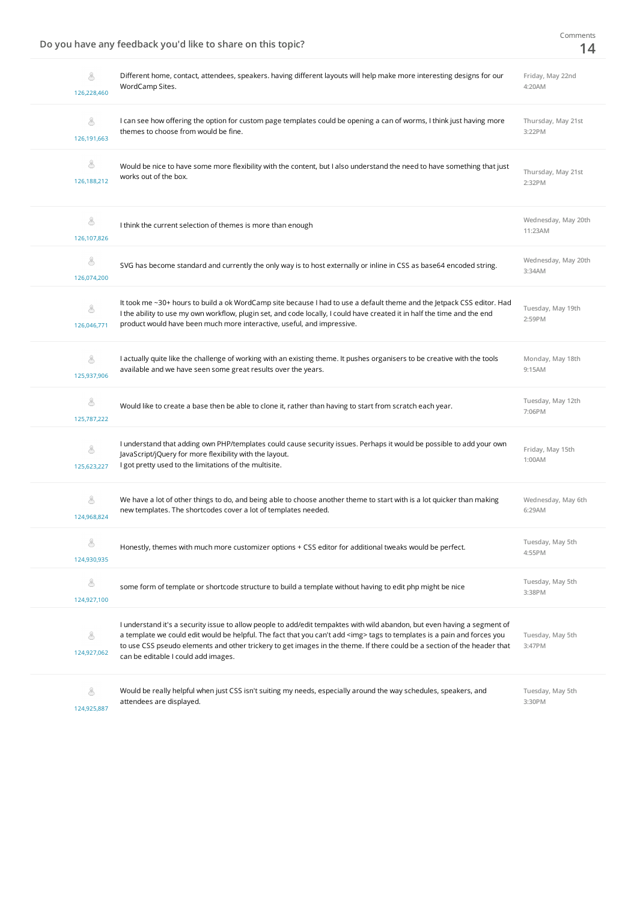## Do you have any feedback you'd like to share on this topic?

Comments
14

| | | |
|---|---|---|
| 126,228,460 | Different home, contact, attendees, speakers. having different layouts will help make more interesting designs for our WordCamp Sites. | Friday, May 22nd 4:20AM |
| 126,191,663 | I can see how offering the option for custom page templates could be opening a can of worms, I think just having more themes to choose from would be fine. | Thursday, May 21st 3:22PM |
| 126,188,212 | Would be nice to have some more flexibility with the content, but I also understand the need to have something that just works out of the box. | Thursday, May 21st 2:32PM |
| 126,107,826 | I think the current selection of themes is more than enough | Wednesday, May 20th 11:23AM |
| 126,074,200 | SVG has become standard and currently the only way is to host externally or inline in CSS as base64 encoded string. | Wednesday, May 20th 3:34AM |
| 126,046,771 | It took me ~30+ hours to build a ok WordCamp site because I had to use a default theme and the Jetpack CSS editor. Had I the ability to use my own workflow, plugin set, and code locally, I could have created it in half the time and the end product would have been much more interactive, useful, and impressive. | Tuesday, May 19th 2:59PM |
| 125,937,906 | I actually quite like the challenge of working with an existing theme. It pushes organisers to be creative with the tools available and we have seen some great results over the years. | Monday, May 18th 9:15AM |
| 125,787,222 | Would like to create a base then be able to clone it, rather than having to start from scratch each year. | Tuesday, May 12th 7:06PM |
| 125,623,227 | I understand that adding own PHP/templates could cause security issues. Perhaps it would be possible to add your own JavaScript/jQuery for more flexibility with the layout. I got pretty used to the limitations of the multisite. | Friday, May 15th 1:00AM |
| 124,968,824 | We have a lot of other things to do, and being able to choose another theme to start with is a lot quicker than making new templates. The shortcodes cover a lot of templates needed. | Wednesday, May 6th 6:29AM |
| 124,930,935 | Honestly, themes with much more customizer options + CSS editor for additional tweaks would be perfect. | Tuesday, May 5th 4:55PM |
| 124,927,100 | some form of template or shortcode structure to build a template without having to edit php might be nice | Tuesday, May 5th 3:38PM |
| 124,927,062 | I understand it's a security issue to allow people to add/edit tempaktes with wild abandon, but even having a segment of a template we could edit would be helpful. The fact that you can't add <img> tags to templates is a pain and forces you to use CSS pseudo elements and other trickery to get images in the theme. If there could be a section of the header that can be editable I could add images. | Tuesday, May 5th 3:47PM |
| 124,925,887 | Would be really helpful when just CSS isn't suiting my needs, especially around the way schedules, speakers, and attendees are displayed. | Tuesday, May 5th 3:30PM |